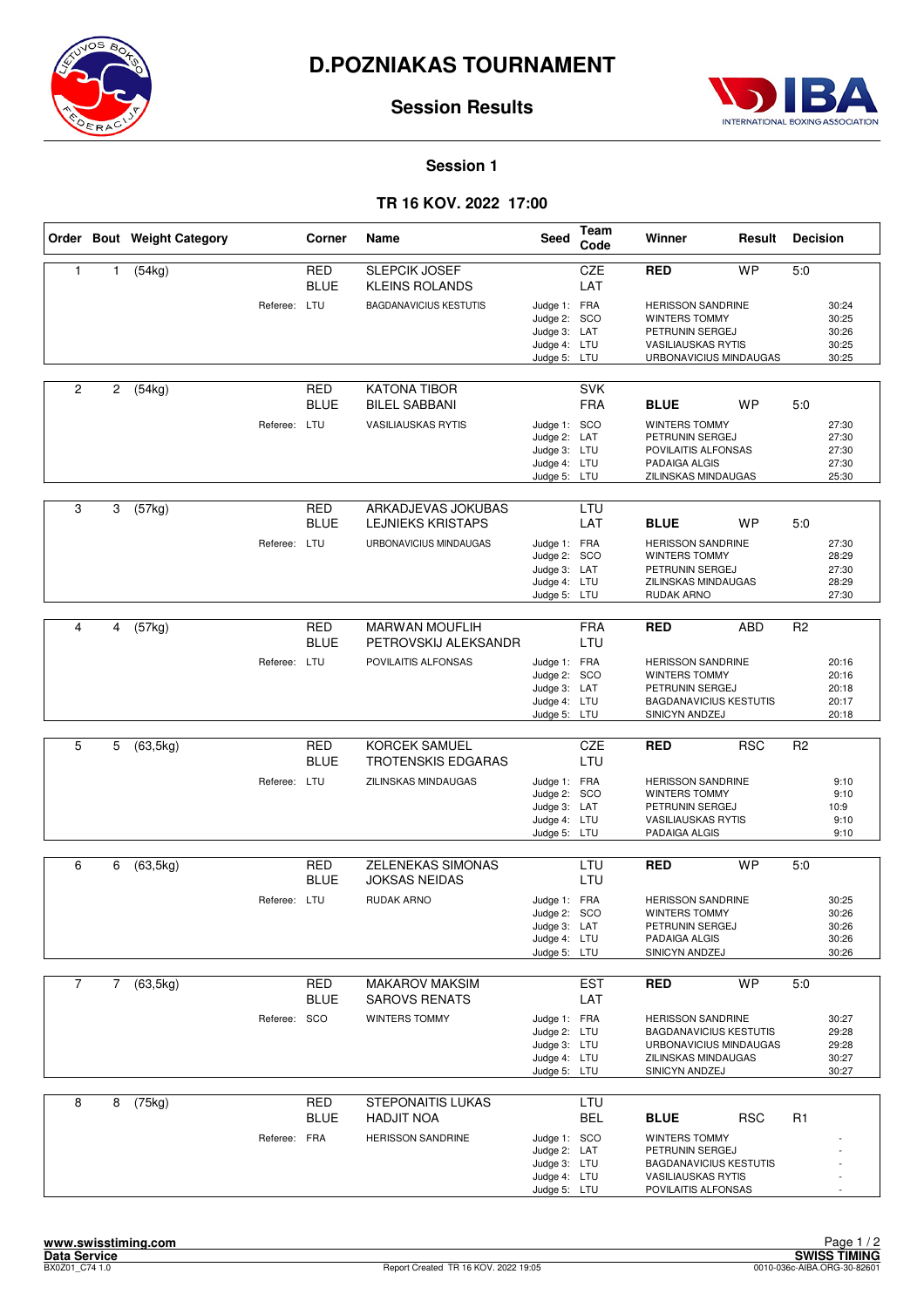# D.POZNIAKAS TOURNAMENT

## Session Results

### Session 1

### TR 16 KOV. 2022 17:00

| Order | Bout | Weight Category | Corner | Name | Seed | Team Code | Winner | Result | Decision |
|---|---|---|---|---|---|---|---|---|---|
| 1 | 1 | (54kg) | RED | SLEPCIK JOSEF | | CZE | RED | WP | 5:0 |
| | | | BLUE | KLEINS ROLANDS | | LAT | | | |
| | | Referee: LTU | | BAGDANAVICIUS KESTUTIS | Judge 1: FRA | | HERISSON SANDRINE | | 30:24 |
| | | | | | Judge 2: SCO | | WINTERS TOMMY | | 30:25 |
| | | | | | Judge 3: LAT | | PETRUNIN SERGEJ | | 30:26 |
| | | | | | Judge 4: LTU | | VASILIAUSKAS RYTIS | | 30:25 |
| | | | | | Judge 5: LTU | | URBONAVICIUS MINDAUGAS | | 30:25 |
| 2 | 2 | (54kg) | RED | KATONA TIBOR | | SVK | | | |
| | | | BLUE | BILEL SABBANI | | FRA | BLUE | WP | 5:0 |
| | | Referee: LTU | | VASILIAUSKAS RYTIS | Judge 1: SCO | | WINTERS TOMMY | | 27:30 |
| | | | | | Judge 2: LAT | | PETRUNIN SERGEJ | | 27:30 |
| | | | | | Judge 3: LTU | | POVILAITIS ALFONSAS | | 27:30 |
| | | | | | Judge 4: LTU | | PADAIGA ALGIS | | 27:30 |
| | | | | | Judge 5: LTU | | ZILINSKAS MINDAUGAS | | 25:30 |
| 3 | 3 | (57kg) | RED | ARKADJEVAS JOKUBAS | | LTU | | | |
| | | | BLUE | LEJNIEKS KRISTAPS | | LAT | BLUE | WP | 5:0 |
| | | Referee: LTU | | URBONAVICIUS MINDAUGAS | Judge 1: FRA | | HERISSON SANDRINE | | 27:30 |
| | | | | | Judge 2: SCO | | WINTERS TOMMY | | 28:29 |
| | | | | | Judge 3: LAT | | PETRUNIN SERGEJ | | 27:30 |
| | | | | | Judge 4: LTU | | ZILINSKAS MINDAUGAS | | 28:29 |
| | | | | | Judge 5: LTU | | RUDAK ARNO | | 27:30 |
| 4 | 4 | (57kg) | RED | MARWAN MOUFLIH | | FRA | RED | ABD | R2 |
| | | | BLUE | PETROVSKIJ ALEKSANDR | | LTU | | | |
| | | Referee: LTU | | POVILAITIS ALFONSAS | Judge 1: FRA | | HERISSON SANDRINE | | 20:16 |
| | | | | | Judge 2: SCO | | WINTERS TOMMY | | 20:16 |
| | | | | | Judge 3: LAT | | PETRUNIN SERGEJ | | 20:18 |
| | | | | | Judge 4: LTU | | BAGDANAVICIUS KESTUTIS | | 20:17 |
| | | | | | Judge 5: LTU | | SINICYN ANDZEJ | | 20:18 |
| 5 | 5 | (63,5kg) | RED | KORCEK SAMUEL | | CZE | RED | RSC | R2 |
| | | | BLUE | TROTENSKIS EDGARAS | | LTU | | | |
| | | Referee: LTU | | ZILINSKAS MINDAUGAS | Judge 1: FRA | | HERISSON SANDRINE | | 9:10 |
| | | | | | Judge 2: SCO | | WINTERS TOMMY | | 9:10 |
| | | | | | Judge 3: LAT | | PETRUNIN SERGEJ | | 10:9 |
| | | | | | Judge 4: LTU | | VASILIAUSKAS RYTIS | | 9:10 |
| | | | | | Judge 5: LTU | | PADAIGA ALGIS | | 9:10 |
| 6 | 6 | (63,5kg) | RED | ZELENEKAS SIMONAS | | LTU | RED | WP | 5:0 |
| | | | BLUE | JOKSAS NEIDAS | | LTU | | | |
| | | Referee: LTU | | RUDAK ARNO | Judge 1: FRA | | HERISSON SANDRINE | | 30:25 |
| | | | | | Judge 2: SCO | | WINTERS TOMMY | | 30:26 |
| | | | | | Judge 3: LAT | | PETRUNIN SERGEJ | | 30:26 |
| | | | | | Judge 4: LTU | | PADAIGA ALGIS | | 30:26 |
| | | | | | Judge 5: LTU | | SINICYN ANDZEJ | | 30:26 |
| 7 | 7 | (63,5kg) | RED | MAKAROV MAKSIM | | EST | RED | WP | 5:0 |
| | | | BLUE | SAROVS RENATS | | LAT | | | |
| | | Referee: SCO | | WINTERS TOMMY | Judge 1: FRA | | HERISSON SANDRINE | | 30:27 |
| | | | | | Judge 2: LTU | | BAGDANAVICIUS KESTUTIS | | 29:28 |
| | | | | | Judge 3: LTU | | URBONAVICIUS MINDAUGAS | | 29:28 |
| | | | | | Judge 4: LTU | | ZILINSKAS MINDAUGAS | | 30:27 |
| | | | | | Judge 5: LTU | | SINICYN ANDZEJ | | 30:27 |
| 8 | 8 | (75kg) | RED | STEPONAITIS LUKAS | | LTU | | | |
| | | | BLUE | HADJIT NOA | | BEL | BLUE | RSC | R1 |
| | | Referee: FRA | | HERISSON SANDRINE | Judge 1: SCO | | WINTERS TOMMY | | - |
| | | | | | Judge 2: LAT | | PETRUNIN SERGEJ | | - |
| | | | | | Judge 3: LTU | | BAGDANAVICIUS KESTUTIS | | - |
| | | | | | Judge 4: LTU | | VASILIAUSKAS RYTIS | | - |
| | | | | | Judge 5: LTU | | POVILAITIS ALFONSAS | | - |

www.swisstiming.com
Data Service
BX0Z01_C74 1.0

Report Created TR 16 KOV. 2022 19:05

SWISS TIMING
0010-036c-AIBA.ORG-30-82601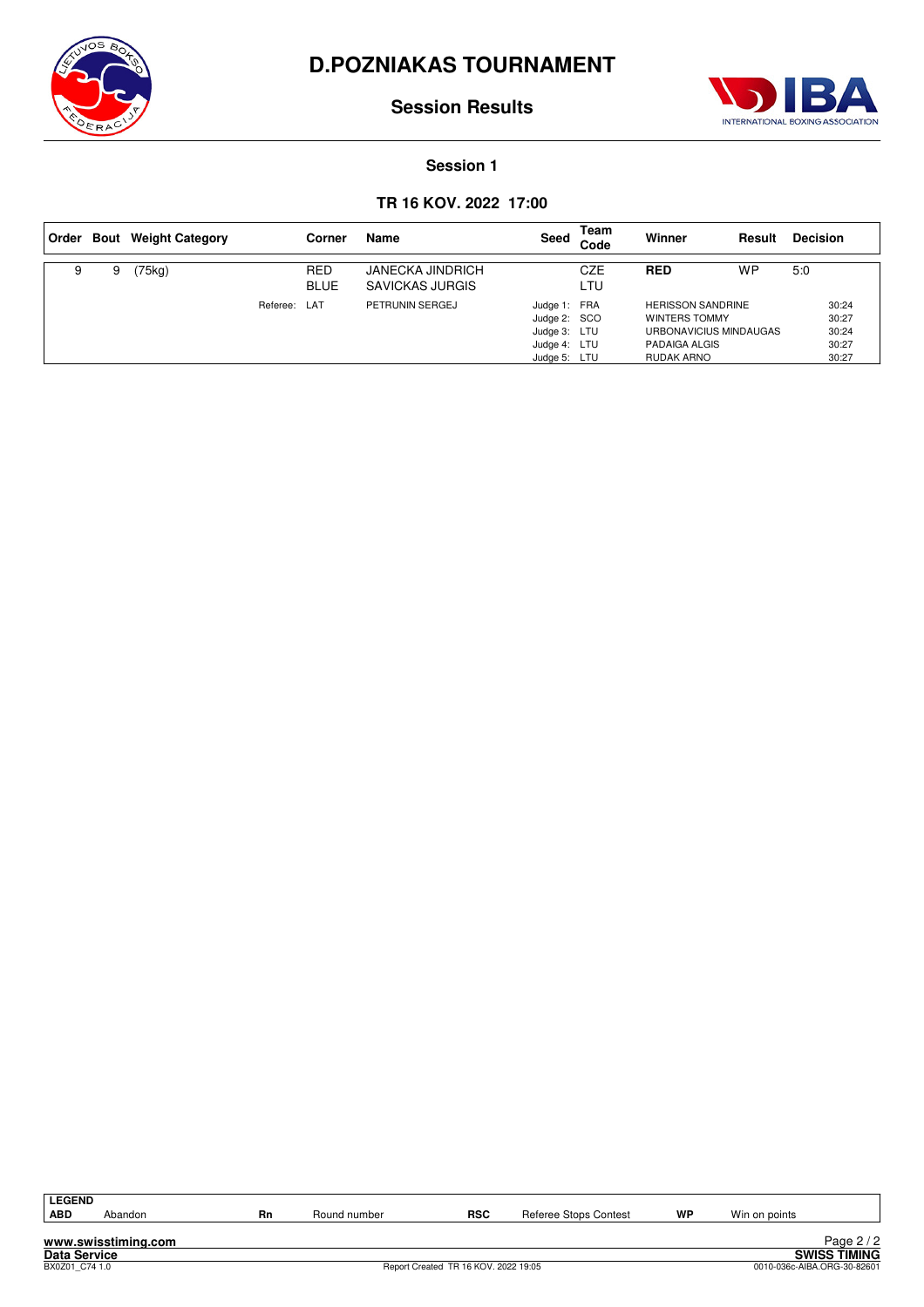# D.POZNIAKAS TOURNAMENT

## Session Results

### Session 1

### TR 16 KOV. 2022 17:00

| Order | Bout | Weight Category | | Corner | Name | Seed | Team Code | Winner | Result | Decision |
|---|---|---|---|---|---|---|---|---|---|---|
| 9 | 9 | (75kg) | | RED | JANECKA JINDRICH | | CZE | **RED** | WP | 5:0 |
| | | | | BLUE | SAVICKAS JURGIS | | LTU | | | |
| | | | Referee: | LAT | PETRUNIN SERGEJ | Judge 1: | FRA | HERISSON SANDRINE | | 30:24 |
| | | | | | | Judge 2: | SCO | WINTERS TOMMY | | 30:27 |
| | | | | | | Judge 3: | LTU | URBONAVICIUS MINDAUGAS | | 30:24 |
| | | | | | | Judge 4: | LTU | PADAIGA ALGIS | | 30:27 |
| | | | | | | Judge 5: | LTU | RUDAK ARNO | | 30:27 |

| LEGEND | | | | | | | |
|---|---|---|---|---|---|---|---|
| ABD | Abandon | Rn | Round number | RSC | Referee Stops Contest | WP | Win on points |

www.swisstiming.com

Data Service

BX0Z01_C74 1.0

Report Created TR 16 KOV. 2022 19:05

SWISS TIMING

0010-036c-AIBA.ORG-30-82601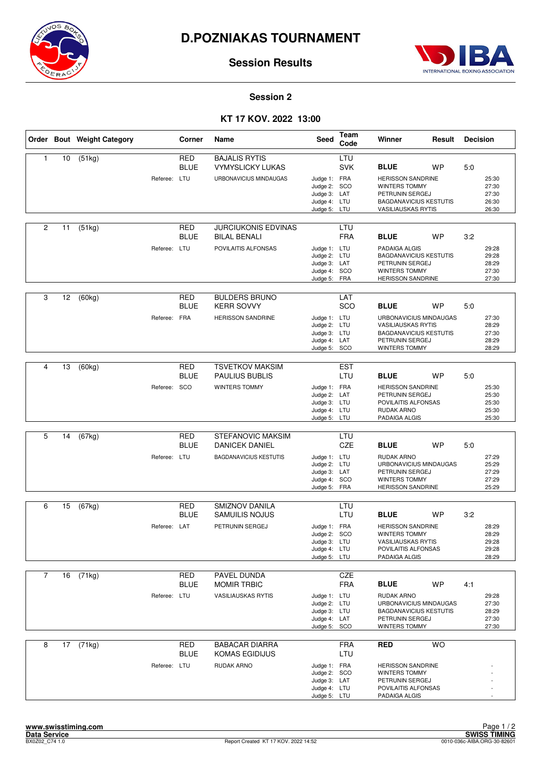# D.POZNIAKAS TOURNAMENT

## Session Results

### Session 2

### KT 17 KOV. 2022 13:00

| Order | Bout | Weight Category | Corner | Name | Seed | Team Code | Winner | Result | Decision |
|---|---|---|---|---|---|---|---|---|---|
| 1 | 10 | (51kg) | RED | BAJALIS RYTIS | | LTU | | | |
| | | | BLUE | VYMYSLICKY LUKAS | | SVK | **BLUE** | WP | 5:0 |
| | | Referee: LTU | | URBONAVICIUS MINDAUGAS | Judge 1: | FRA | HERISSON SANDRINE | | 25:30 |
| | | | | | Judge 2: | SCO | WINTERS TOMMY | | 27:30 |
| | | | | | Judge 3: | LAT | PETRUNIN SERGEJ | | 27:30 |
| | | | | | Judge 4: | LTU | BAGDANAVICIUS KESTUTIS | | 26:30 |
| | | | | | Judge 5: | LTU | VASILIAUSKAS RYTIS | | 26:30 |
| 2 | 11 | (51kg) | RED | JURCIUKONIS EDVINAS | | LTU | | | |
| | | | BLUE | BILAL BENALI | | FRA | **BLUE** | WP | 3:2 |
| | | Referee: LTU | | POVILAITIS ALFONSAS | Judge 1: | LTU | PADAIGA ALGIS | | 29:28 |
| | | | | | Judge 2: | LTU | BAGDANAVICIUS KESTUTIS | | 29:28 |
| | | | | | Judge 3: | LAT | PETRUNIN SERGEJ | | 28:29 |
| | | | | | Judge 4: | SCO | WINTERS TOMMY | | 27:30 |
| | | | | | Judge 5: | FRA | HERISSON SANDRINE | | 27:30 |
| 3 | 12 | (60kg) | RED | BULDERS BRUNO | | LAT | | | |
| | | | BLUE | KERR SOVVY | | SCO | **BLUE** | WP | 5:0 |
| | | Referee: FRA | | HERISSON SANDRINE | Judge 1: | LTU | URBONAVICIUS MINDAUGAS | | 27:30 |
| | | | | | Judge 2: | LTU | VASILIAUSKAS RYTIS | | 28:29 |
| | | | | | Judge 3: | LTU | BAGDANAVICIUS KESTUTIS | | 27:30 |
| | | | | | Judge 4: | LAT | PETRUNIN SERGEJ | | 28:29 |
| | | | | | Judge 5: | SCO | WINTERS TOMMY | | 28:29 |
| 4 | 13 | (60kg) | RED | TSVETKOV MAKSIM | | EST | | | |
| | | | BLUE | PAULIUS BUBLIS | | LTU | **BLUE** | WP | 5:0 |
| | | Referee: SCO | | WINTERS TOMMY | Judge 1: | FRA | HERISSON SANDRINE | | 25:30 |
| | | | | | Judge 2: | LAT | PETRUNIN SERGEJ | | 25:30 |
| | | | | | Judge 3: | LTU | POVILAITIS ALFONSAS | | 25:30 |
| | | | | | Judge 4: | LTU | RUDAK ARNO | | 25:30 |
| | | | | | Judge 5: | LTU | PADAIGA ALGIS | | 25:30 |
| 5 | 14 | (67kg) | RED | STEFANOVIC MAKSIM | | LTU | | | |
| | | | BLUE | DANICEK DANIEL | | CZE | **BLUE** | WP | 5:0 |
| | | Referee: LTU | | BAGDANAVICIUS KESTUTIS | Judge 1: | LTU | RUDAK ARNO | | 27:29 |
| | | | | | Judge 2: | LTU | URBONAVICIUS MINDAUGAS | | 25:29 |
| | | | | | Judge 3: | LAT | PETRUNIN SERGEJ | | 27:29 |
| | | | | | Judge 4: | SCO | WINTERS TOMMY | | 27:29 |
| | | | | | Judge 5: | FRA | HERISSON SANDRINE | | 25:29 |
| 6 | 15 | (67kg) | RED | SMIZNOV DANILA | | LTU | | | |
| | | | BLUE | SAMUILIS NOJUS | | LTU | **BLUE** | WP | 3:2 |
| | | Referee: LAT | | PETRUNIN SERGEJ | Judge 1: | FRA | HERISSON SANDRINE | | 28:29 |
| | | | | | Judge 2: | SCO | WINTERS TOMMY | | 28:29 |
| | | | | | Judge 3: | LTU | VASILIAUSKAS RYTIS | | 29:28 |
| | | | | | Judge 4: | LTU | POVILAITIS ALFONSAS | | 29:28 |
| | | | | | Judge 5: | LTU | PADAIGA ALGIS | | 28:29 |
| 7 | 16 | (71kg) | RED | PAVEL DUNDA | | CZE | | | |
| | | | BLUE | MOMIR TRBIC | | FRA | **BLUE** | WP | 4:1 |
| | | Referee: LTU | | VASILIAUSKAS RYTIS | Judge 1: | LTU | RUDAK ARNO | | 29:28 |
| | | | | | Judge 2: | LTU | URBONAVICIUS MINDAUGAS | | 27:30 |
| | | | | | Judge 3: | LTU | BAGDANAVICIUS KESTUTIS | | 28:29 |
| | | | | | Judge 4: | LAT | PETRUNIN SERGEJ | | 27:30 |
| | | | | | Judge 5: | SCO | WINTERS TOMMY | | 27:30 |
| 8 | 17 | (71kg) | RED | BABACAR DIARRA | | FRA | **RED** | WO | |
| | | | BLUE | KOMAS EGIDIJUS | | LTU | | | |
| | | Referee: LTU | | RUDAK ARNO | Judge 1: | FRA | HERISSON SANDRINE | | - |
| | | | | | Judge 2: | SCO | WINTERS TOMMY | | - |
| | | | | | Judge 3: | LAT | PETRUNIN SERGEJ | | - |
| | | | | | Judge 4: | LTU | POVILAITIS ALFONSAS | | - |
| | | | | | Judge 5: | LTU | PADAIGA ALGIS | | - |

www.swisstiming.com
Data Service
BX0Z02_C74 1.0

Report Created KT 17 KOV. 2022 14:52

SWISS TIMING
0010-036c-AIBA.ORG-30-82601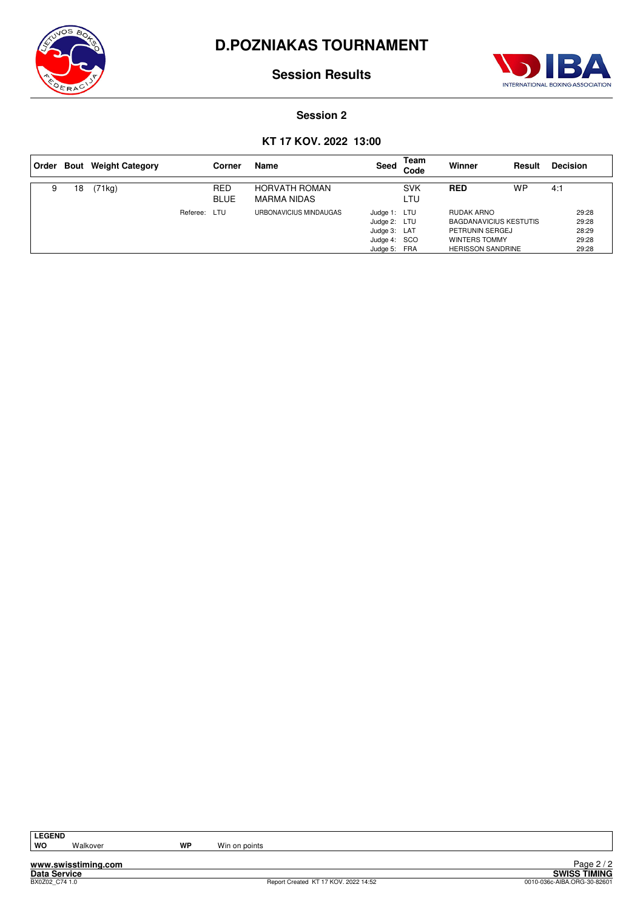# D.POZNIAKAS TOURNAMENT

## Session Results

### Session 2

### KT 17 KOV. 2022 13:00

| Order | Bout | Weight Category | Corner | Name | Seed | Team Code | Winner | Result | Decision |
|---|---|---|---|---|---|---|---|---|---|
| 9 | 18 | (71kg) | RED | HORVATH ROMAN | | SVK | **RED** | WP | 4:1 |
| | | | BLUE | MARMA NIDAS | | LTU | | | |
| | | Referee: | LTU | URBONAVICIUS MINDAUGAS | Judge 1: | LTU | RUDAK ARNO | | 29:28 |
| | | | | | Judge 2: | LTU | BAGDANAVICIUS KESTUTIS | | 29:28 |
| | | | | | Judge 3: | LAT | PETRUNIN SERGEJ | | 28:29 |
| | | | | | Judge 4: | SCO | WINTERS TOMMY | | 29:28 |
| | | | | | Judge 5: | FRA | HERISSON SANDRINE | | 29:28 |

**LEGEND**

| | | | |
|---|---|---|---|
| **WO** | Walkover | **WP** | Win on points |

www.swisstiming.com
Data Service
BX0Z02_C74 1.0
Report Created KT 17 KOV. 2022 14:52
SWISS TIMING
0010-036c-AIBA.ORG-30-82601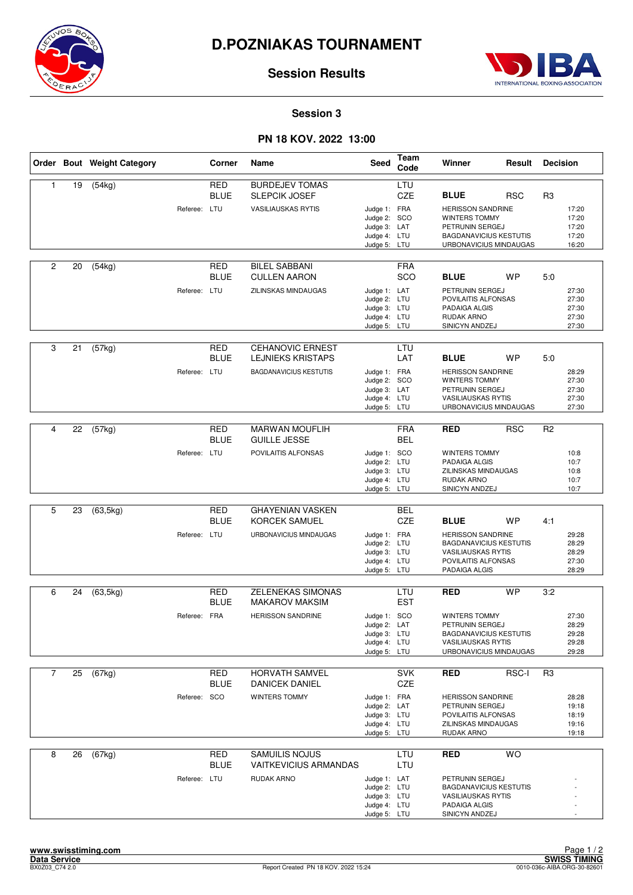# D.POZNIAKAS TOURNAMENT

## Session Results

### Session 3

### PN 18 KOV. 2022 13:00

| Order | Bout | Weight Category | Corner | Name | Seed | Team Code | Winner | Result | Decision |
|---|---|---|---|---|---|---|---|---|---|
| 1 | 19 | (54kg) | RED | BURDEJEV TOMAS | | LTU | | | |
| | | | BLUE | SLEPCIK JOSEF | | CZE | **BLUE** | RSC | R3 |
| | | Referee: LTU | | VASILIAUSKAS RYTIS | Judge 1: | FRA | HERISSON SANDRINE | | 17:20 |
| | | | | | Judge 2: | SCO | WINTERS TOMMY | | 17:20 |
| | | | | | Judge 3: | LAT | PETRUNIN SERGEJ | | 17:20 |
| | | | | | Judge 4: | LTU | BAGDANAVICIUS KESTUTIS | | 17:20 |
| | | | | | Judge 5: | LTU | URBONAVICIUS MINDAUGAS | | 16:20 |
| 2 | 20 | (54kg) | RED | BILEL SABBANI | | FRA | | | |
| | | | BLUE | CULLEN AARON | | SCO | **BLUE** | WP | 5:0 |
| | | Referee: LTU | | ZILINSKAS MINDAUGAS | Judge 1: | LAT | PETRUNIN SERGEJ | | 27:30 |
| | | | | | Judge 2: | LTU | POVILAITIS ALFONSAS | | 27:30 |
| | | | | | Judge 3: | LTU | PADAIGA ALGIS | | 27:30 |
| | | | | | Judge 4: | LTU | RUDAK ARNO | | 27:30 |
| | | | | | Judge 5: | LTU | SINICYN ANDZEJ | | 27:30 |
| 3 | 21 | (57kg) | RED | CEHANOVIC ERNEST | | LTU | | | |
| | | | BLUE | LEJNIEKS KRISTAPS | | LAT | **BLUE** | WP | 5:0 |
| | | Referee: LTU | | BAGDANAVICIUS KESTUTIS | Judge 1: | FRA | HERISSON SANDRINE | | 28:29 |
| | | | | | Judge 2: | SCO | WINTERS TOMMY | | 27:30 |
| | | | | | Judge 3: | LAT | PETRUNIN SERGEJ | | 27:30 |
| | | | | | Judge 4: | LTU | VASILIAUSKAS RYTIS | | 27:30 |
| | | | | | Judge 5: | LTU | URBONAVICIUS MINDAUGAS | | 27:30 |
| 4 | 22 | (57kg) | RED | MARWAN MOUFLIH | | FRA | **RED** | RSC | R2 |
| | | | BLUE | GUILLE JESSE | | BEL | | | |
| | | Referee: LTU | | POVILAITIS ALFONSAS | Judge 1: | SCO | WINTERS TOMMY | | 10:8 |
| | | | | | Judge 2: | LTU | PADAIGA ALGIS | | 10:7 |
| | | | | | Judge 3: | LTU | ZILINSKAS MINDAUGAS | | 10:8 |
| | | | | | Judge 4: | LTU | RUDAK ARNO | | 10:7 |
| | | | | | Judge 5: | LTU | SINICYN ANDZEJ | | 10:7 |
| 5 | 23 | (63,5kg) | RED | GHAYENIAN VASKEN | | BEL | | | |
| | | | BLUE | KORCEK SAMUEL | | CZE | **BLUE** | WP | 4:1 |
| | | Referee: LTU | | URBONAVICIUS MINDAUGAS | Judge 1: | FRA | HERISSON SANDRINE | | 29:28 |
| | | | | | Judge 2: | LTU | BAGDANAVICIUS KESTUTIS | | 28:29 |
| | | | | | Judge 3: | LTU | VASILIAUSKAS RYTIS | | 28:29 |
| | | | | | Judge 4: | LTU | POVILAITIS ALFONSAS | | 27:30 |
| | | | | | Judge 5: | LTU | PADAIGA ALGIS | | 28:29 |
| 6 | 24 | (63,5kg) | RED | ZELENEKAS SIMONAS | | LTU | **RED** | WP | 3:2 |
| | | | BLUE | MAKAROV MAKSIM | | EST | | | |
| | | Referee: FRA | | HERISSON SANDRINE | Judge 1: | SCO | WINTERS TOMMY | | 27:30 |
| | | | | | Judge 2: | LAT | PETRUNIN SERGEJ | | 28:29 |
| | | | | | Judge 3: | LTU | BAGDANAVICIUS KESTUTIS | | 29:28 |
| | | | | | Judge 4: | LTU | VASILIAUSKAS RYTIS | | 29:28 |
| | | | | | Judge 5: | LTU | URBONAVICIUS MINDAUGAS | | 29:28 |
| 7 | 25 | (67kg) | RED | HORVATH SAMVEL | | SVK | **RED** | RSC-I | R3 |
| | | | BLUE | DANICEK DANIEL | | CZE | | | |
| | | Referee: SCO | | WINTERS TOMMY | Judge 1: | FRA | HERISSON SANDRINE | | 28:28 |
| | | | | | Judge 2: | LAT | PETRUNIN SERGEJ | | 19:18 |
| | | | | | Judge 3: | LTU | POVILAITIS ALFONSAS | | 18:19 |
| | | | | | Judge 4: | LTU | ZILINSKAS MINDAUGAS | | 19:16 |
| | | | | | Judge 5: | LTU | RUDAK ARNO | | 19:18 |
| 8 | 26 | (67kg) | RED | SAMUILIS NOJUS | | LTU | **RED** | WO | |
| | | | BLUE | VAITKEVICIUS ARMANDAS | | LTU | | | |
| | | Referee: LTU | | RUDAK ARNO | Judge 1: | LAT | PETRUNIN SERGEJ | | - |
| | | | | | Judge 2: | LTU | BAGDANAVICIUS KESTUTIS | | - |
| | | | | | Judge 3: | LTU | VASILIAUSKAS RYTIS | | - |
| | | | | | Judge 4: | LTU | PADAIGA ALGIS | | - |
| | | | | | Judge 5: | LTU | SINICYN ANDZEJ | | - |

www.swisstiming.com
Data Service
BX0Z03_C74 2.0 | Report Created PN 18 KOV. 2022 15:24 | SWISS TIMING | 0010-036c-AIBA.ORG-30-82601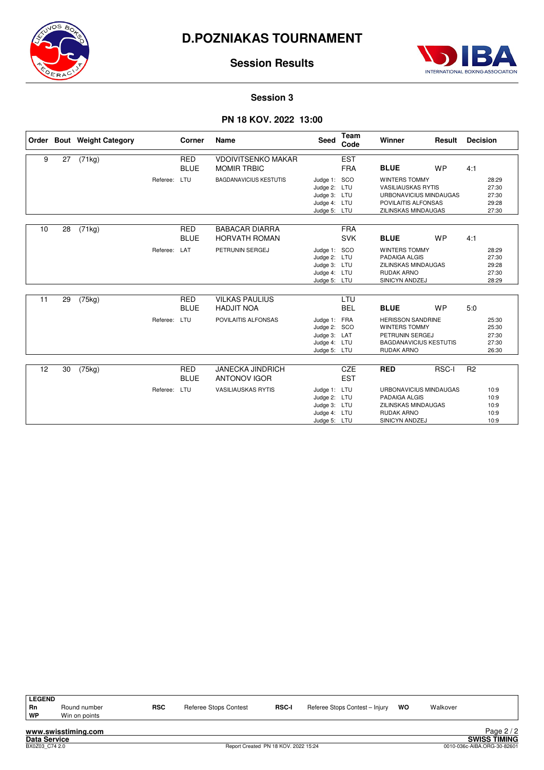# D.POZNIAKAS TOURNAMENT

## Session Results

### Session 3

### PN 18 KOV. 2022 13:00

| Order | Bout | Weight Category | Corner | Name | Seed | Team Code | Winner | Result | Decision |
|---|---|---|---|---|---|---|---|---|---|
| 9 | 27 | (71kg) | RED | VDOIVITSENKO MAKAR | | EST | | | |
| | | | BLUE | MOMIR TRBIC | | FRA | **BLUE** | WP | 4:1 |
| | | Referee: LTU | | BAGDANAVICIUS KESTUTIS | Judge 1: | SCO | WINTERS TOMMY | | 28:29 |
| | | | | | Judge 2: | LTU | VASILIAUSKAS RYTIS | | 27:30 |
| | | | | | Judge 3: | LTU | URBONAVICIUS MINDAUGAS | | 27:30 |
| | | | | | Judge 4: | LTU | POVILAITIS ALFONSAS | | 29:28 |
| | | | | | Judge 5: | LTU | ZILINSKAS MINDAUGAS | | 27:30 |
| 10 | 28 | (71kg) | RED | BABACAR DIARRA | | FRA | | | |
| | | | BLUE | HORVATH ROMAN | | SVK | **BLUE** | WP | 4:1 |
| | | Referee: LAT | | PETRUNIN SERGEJ | Judge 1: | SCO | WINTERS TOMMY | | 28:29 |
| | | | | | Judge 2: | LTU | PADAIGA ALGIS | | 27:30 |
| | | | | | Judge 3: | LTU | ZILINSKAS MINDAUGAS | | 29:28 |
| | | | | | Judge 4: | LTU | RUDAK ARNO | | 27:30 |
| | | | | | Judge 5: | LTU | SINICYN ANDZEJ | | 28:29 |
| 11 | 29 | (75kg) | RED | VILKAS PAULIUS | | LTU | | | |
| | | | BLUE | HADJIT NOA | | BEL | **BLUE** | WP | 5:0 |
| | | Referee: LTU | | POVILAITIS ALFONSAS | Judge 1: | FRA | HERISSON SANDRINE | | 25:30 |
| | | | | | Judge 2: | SCO | WINTERS TOMMY | | 25:30 |
| | | | | | Judge 3: | LAT | PETRUNIN SERGEJ | | 27:30 |
| | | | | | Judge 4: | LTU | BAGDANAVICIUS KESTUTIS | | 27:30 |
| | | | | | Judge 5: | LTU | RUDAK ARNO | | 26:30 |
| 12 | 30 | (75kg) | RED | JANECKA JINDRICH | | CZE | **RED** | RSC-I | R2 |
| | | | BLUE | ANTONOV IGOR | | EST | | | |
| | | Referee: LTU | | VASILIAUSKAS RYTIS | Judge 1: | LTU | URBONAVICIUS MINDAUGAS | | 10:9 |
| | | | | | Judge 2: | LTU | PADAIGA ALGIS | | 10:9 |
| | | | | | Judge 3: | LTU | ZILINSKAS MINDAUGAS | | 10:9 |
| | | | | | Judge 4: | LTU | RUDAK ARNO | | 10:9 |
| | | | | | Judge 5: | LTU | SINICYN ANDZEJ | | 10:9 |

**LEGEND**

| | | | | | | | |
|---|---|---|---|---|---|---|---|
| **Rn** | Round number | **RSC** | Referee Stops Contest | **RSC-I** | Referee Stops Contest – Injury | **WO** | Walkover |
| **WP** | Win on points | | | | | | |

www.swisstiming.com
Data Service
BX0Z03_C74 2.0 — Report Created PN 18 KOV. 2022 15:24 — SWISS TIMING 0010-036c-AIBA.ORG-30-82601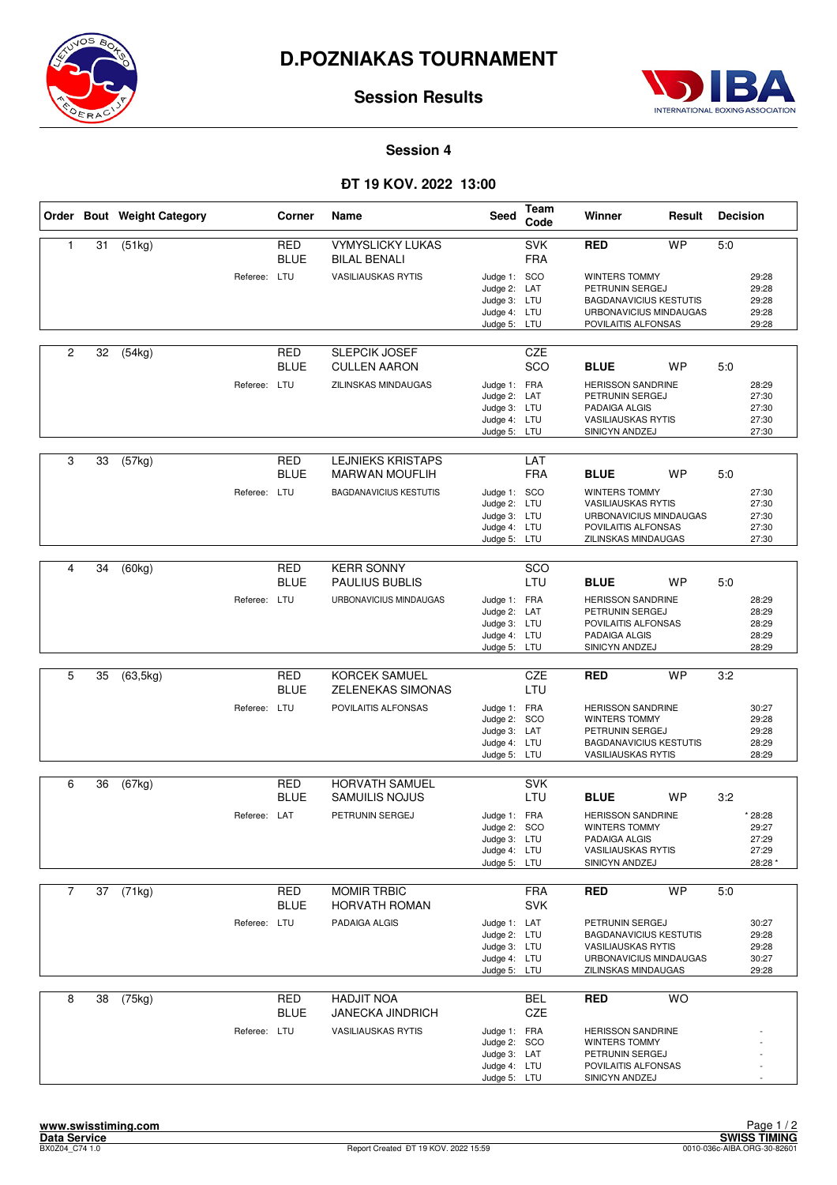# D.POZNIAKAS TOURNAMENT

## Session Results

### Session 4

### ĐT 19 KOV. 2022 13:00

| Order | Bout | Weight Category | Corner | Name | Seed | Team Code | Winner | Result | Decision |
|---|---|---|---|---|---|---|---|---|---|
| 1 | 31 | (51kg) | RED | VYMYSLICKY LUKAS | | SVK | RED | WP | 5:0 |
| | | | BLUE | BILAL BENALI | | FRA | | | |
| | | Referee: | LTU | VASILIAUSKAS RYTIS | Judge 1: | SCO | WINTERS TOMMY | | 29:28 |
| | | | | | Judge 2: | LAT | PETRUNIN SERGEJ | | 29:28 |
| | | | | | Judge 3: | LTU | BAGDANAVICIUS KESTUTIS | | 29:28 |
| | | | | | Judge 4: | LTU | URBONAVICIUS MINDAUGAS | | 29:28 |
| | | | | | Judge 5: | LTU | POVILAITIS ALFONSAS | | 29:28 |
| 2 | 32 | (54kg) | RED | SLEPCIK JOSEF | | CZE | | | |
| | | | BLUE | CULLEN AARON | | SCO | BLUE | WP | 5:0 |
| | | Referee: | LTU | ZILINSKAS MINDAUGAS | Judge 1: | FRA | HERISSON SANDRINE | | 28:29 |
| | | | | | Judge 2: | LAT | PETRUNIN SERGEJ | | 27:30 |
| | | | | | Judge 3: | LTU | PADAIGA ALGIS | | 27:30 |
| | | | | | Judge 4: | LTU | VASILIAUSKAS RYTIS | | 27:30 |
| | | | | | Judge 5: | LTU | SINICYN ANDZEJ | | 27:30 |
| 3 | 33 | (57kg) | RED | LEJNIEKS KRISTAPS | | LAT | | | |
| | | | BLUE | MARWAN MOUFLIH | | FRA | BLUE | WP | 5:0 |
| | | Referee: | LTU | BAGDANAVICIUS KESTUTIS | Judge 1: | SCO | WINTERS TOMMY | | 27:30 |
| | | | | | Judge 2: | LTU | VASILIAUSKAS RYTIS | | 27:30 |
| | | | | | Judge 3: | LTU | URBONAVICIUS MINDAUGAS | | 27:30 |
| | | | | | Judge 4: | LTU | POVILAITIS ALFONSAS | | 27:30 |
| | | | | | Judge 5: | LTU | ZILINSKAS MINDAUGAS | | 27:30 |
| 4 | 34 | (60kg) | RED | KERR SONNY | | SCO | | | |
| | | | BLUE | PAULIUS BUBLIS | | LTU | BLUE | WP | 5:0 |
| | | Referee: | LTU | URBONAVICIUS MINDAUGAS | Judge 1: | FRA | HERISSON SANDRINE | | 28:29 |
| | | | | | Judge 2: | LAT | PETRUNIN SERGEJ | | 28:29 |
| | | | | | Judge 3: | LTU | POVILAITIS ALFONSAS | | 28:29 |
| | | | | | Judge 4: | LTU | PADAIGA ALGIS | | 28:29 |
| | | | | | Judge 5: | LTU | SINICYN ANDZEJ | | 28:29 |
| 5 | 35 | (63,5kg) | RED | KORCEK SAMUEL | | CZE | RED | WP | 3:2 |
| | | | BLUE | ZELENEKAS SIMONAS | | LTU | | | |
| | | Referee: | LTU | POVILAITIS ALFONSAS | Judge 1: | FRA | HERISSON SANDRINE | | 30:27 |
| | | | | | Judge 2: | SCO | WINTERS TOMMY | | 29:28 |
| | | | | | Judge 3: | LAT | PETRUNIN SERGEJ | | 29:28 |
| | | | | | Judge 4: | LTU | BAGDANAVICIUS KESTUTIS | | 28:29 |
| | | | | | Judge 5: | LTU | VASILIAUSKAS RYTIS | | 28:29 |
| 6 | 36 | (67kg) | RED | HORVATH SAMUEL | | SVK | | | |
| | | | BLUE | SAMUILIS NOJUS | | LTU | BLUE | WP | 3:2 |
| | | Referee: | LAT | PETRUNIN SERGEJ | Judge 1: | FRA | HERISSON SANDRINE | | * 28:28 |
| | | | | | Judge 2: | SCO | WINTERS TOMMY | | 29:27 |
| | | | | | Judge 3: | LTU | PADAIGA ALGIS | | 27:29 |
| | | | | | Judge 4: | LTU | VASILIAUSKAS RYTIS | | 27:29 |
| | | | | | Judge 5: | LTU | SINICYN ANDZEJ | | 28:28 * |
| 7 | 37 | (71kg) | RED | MOMIR TRBIC | | FRA | RED | WP | 5:0 |
| | | | BLUE | HORVATH ROMAN | | SVK | | | |
| | | Referee: | LTU | PADAIGA ALGIS | Judge 1: | LAT | PETRUNIN SERGEJ | | 30:27 |
| | | | | | Judge 2: | LTU | BAGDANAVICIUS KESTUTIS | | 29:28 |
| | | | | | Judge 3: | LTU | VASILIAUSKAS RYTIS | | 29:28 |
| | | | | | Judge 4: | LTU | URBONAVICIUS MINDAUGAS | | 30:27 |
| | | | | | Judge 5: | LTU | ZILINSKAS MINDAUGAS | | 29:28 |
| 8 | 38 | (75kg) | RED | HADJIT NOA | | BEL | RED | WO | |
| | | | BLUE | JANECKA JINDRICH | | CZE | | | |
| | | Referee: | LTU | VASILIAUSKAS RYTIS | Judge 1: | FRA | HERISSON SANDRINE | | - |
| | | | | | Judge 2: | SCO | WINTERS TOMMY | | - |
| | | | | | Judge 3: | LAT | PETRUNIN SERGEJ | | - |
| | | | | | Judge 4: | LTU | POVILAITIS ALFONSAS | | - |
| | | | | | Judge 5: | LTU | SINICYN ANDZEJ | | - |

www.swisstiming.com
Data Service
BX0Z04_C74 1.0
Report Created ĐT 19 KOV. 2022 15:59
SWISS TIMING
0010-036c-AIBA.ORG-30-82601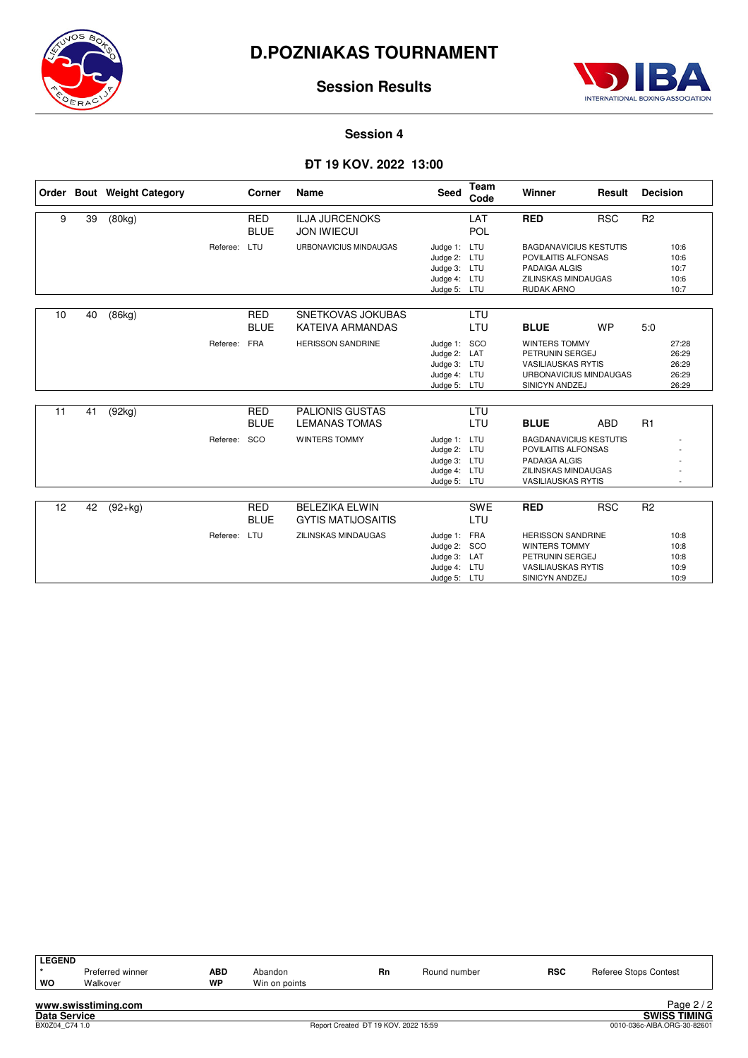# D.POZNIAKAS TOURNAMENT

## Session Results

### Session 4

### ĐT 19 KOV. 2022 13:00

| Order | Bout | Weight Category | Corner | Name | Seed | Team Code | Winner | Result | Decision |
|---|---|---|---|---|---|---|---|---|---|
| 9 | 39 | (80kg) | RED | ILJA JURCENOKS | | LAT | **RED** | RSC | R2 |
| | | | BLUE | JON IWIECUI | | POL | | | |
| | | Referee: | LTU | URBONAVICIUS MINDAUGAS | Judge 1: | LTU | BAGDANAVICIUS KESTUTIS | | 10:6 |
| | | | | | Judge 2: | LTU | POVILAITIS ALFONSAS | | 10:6 |
| | | | | | Judge 3: | LTU | PADAIGA ALGIS | | 10:7 |
| | | | | | Judge 4: | LTU | ZILINSKAS MINDAUGAS | | 10:6 |
| | | | | | Judge 5: | LTU | RUDAK ARNO | | 10:7 |
| 10 | 40 | (86kg) | RED | SNETKOVAS JOKUBAS | | LTU | | | |
| | | | BLUE | KATEIVA ARMANDAS | | LTU | **BLUE** | WP | 5:0 |
| | | Referee: | FRA | HERISSON SANDRINE | Judge 1: | SCO | WINTERS TOMMY | | 27:28 |
| | | | | | Judge 2: | LAT | PETRUNIN SERGEJ | | 26:29 |
| | | | | | Judge 3: | LTU | VASILIAUSKAS RYTIS | | 26:29 |
| | | | | | Judge 4: | LTU | URBONAVICIUS MINDAUGAS | | 26:29 |
| | | | | | Judge 5: | LTU | SINICYN ANDZEJ | | 26:29 |
| 11 | 41 | (92kg) | RED | PALIONIS GUSTAS | | LTU | | | |
| | | | BLUE | LEMANAS TOMAS | | LTU | **BLUE** | ABD | R1 |
| | | Referee: | SCO | WINTERS TOMMY | Judge 1: | LTU | BAGDANAVICIUS KESTUTIS | | - |
| | | | | | Judge 2: | LTU | POVILAITIS ALFONSAS | | - |
| | | | | | Judge 3: | LTU | PADAIGA ALGIS | | - |
| | | | | | Judge 4: | LTU | ZILINSKAS MINDAUGAS | | - |
| | | | | | Judge 5: | LTU | VASILIAUSKAS RYTIS | | - |
| 12 | 42 | (92+kg) | RED | BELEZIKA ELWIN | | SWE | **RED** | RSC | R2 |
| | | | BLUE | GYTIS MATIJOSAITIS | | LTU | | | |
| | | Referee: | LTU | ZILINSKAS MINDAUGAS | Judge 1: | FRA | HERISSON SANDRINE | | 10:8 |
| | | | | | Judge 2: | SCO | WINTERS TOMMY | | 10:8 |
| | | | | | Judge 3: | LAT | PETRUNIN SERGEJ | | 10:8 |
| | | | | | Judge 4: | LTU | VASILIAUSKAS RYTIS | | 10:9 |
| | | | | | Judge 5: | LTU | SINICYN ANDZEJ | | 10:9 |

**LEGEND**

| | | | | | | | |
|---|---|---|---|---|---|---|---|
| * | Preferred winner | **ABD** | Abandon | **Rn** | Round number | **RSC** | Referee Stops Contest |
| **WO** | Walkover | **WP** | Win on points | | | | |

**www.swisstiming.com**
**Data Service**
BX0Z04_C74 1.0
Report Created ĐT 19 KOV. 2022 15:59
**SWISS TIMING**
0010-036c-AIBA.ORG-30-82601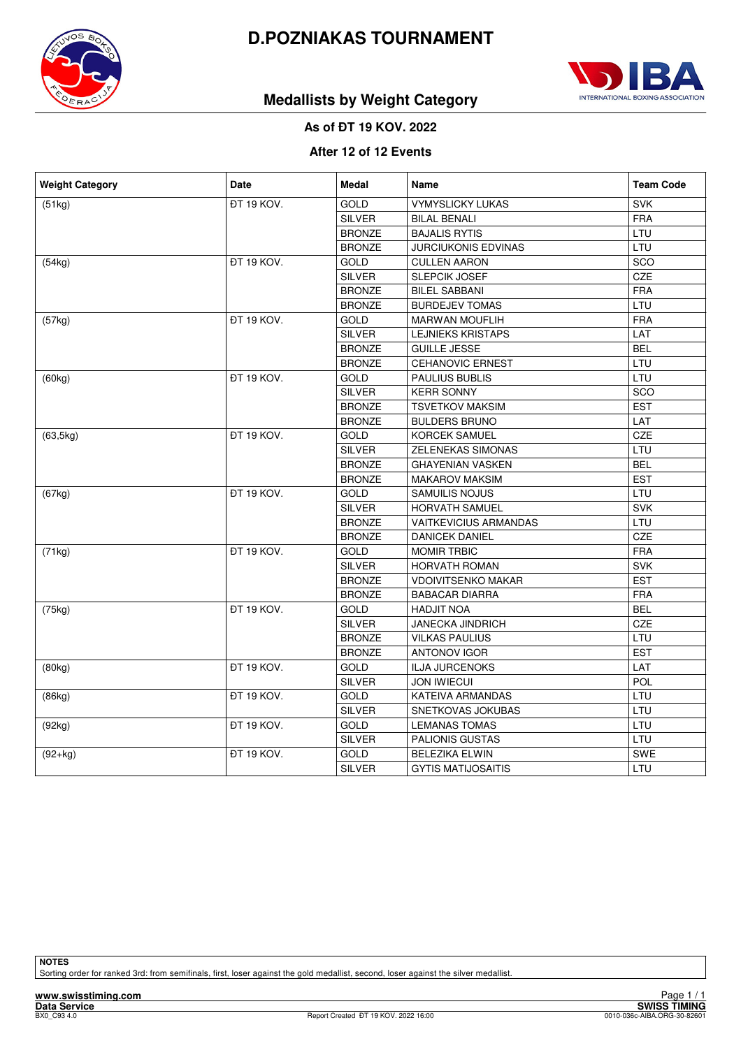# D.POZNIAKAS TOURNAMENT

## Medallists by Weight Category

### As of ĐT 19 KOV. 2022

### After 12 of 12 Events

| Weight Category | Date | Medal | Name | Team Code |
|---|---|---|---|---|
| (51kg) | ĐT 19 KOV. | GOLD | VYMYSLICKY LUKAS | SVK |
| | | SILVER | BILAL BENALI | FRA |
| | | BRONZE | BAJALIS RYTIS | LTU |
| | | BRONZE | JURCIUKONIS EDVINAS | LTU |
| (54kg) | ĐT 19 KOV. | GOLD | CULLEN AARON | SCO |
| | | SILVER | SLEPCIK JOSEF | CZE |
| | | BRONZE | BILEL SABBANI | FRA |
| | | BRONZE | BURDEJEV TOMAS | LTU |
| (57kg) | ĐT 19 KOV. | GOLD | MARWAN MOUFLIH | FRA |
| | | SILVER | LEJNIEKS KRISTAPS | LAT |
| | | BRONZE | GUILLE JESSE | BEL |
| | | BRONZE | CEHANOVIC ERNEST | LTU |
| (60kg) | ĐT 19 KOV. | GOLD | PAULIUS BUBLIS | LTU |
| | | SILVER | KERR SONNY | SCO |
| | | BRONZE | TSVETKOV MAKSIM | EST |
| | | BRONZE | BULDERS BRUNO | LAT |
| (63,5kg) | ĐT 19 KOV. | GOLD | KORCEK SAMUEL | CZE |
| | | SILVER | ZELENEKAS SIMONAS | LTU |
| | | BRONZE | GHAYENIAN VASKEN | BEL |
| | | BRONZE | MAKAROV MAKSIM | EST |
| (67kg) | ĐT 19 KOV. | GOLD | SAMUILIS NOJUS | LTU |
| | | SILVER | HORVATH SAMUEL | SVK |
| | | BRONZE | VAITKEVICIUS ARMANDAS | LTU |
| | | BRONZE | DANICEK DANIEL | CZE |
| (71kg) | ĐT 19 KOV. | GOLD | MOMIR TRBIC | FRA |
| | | SILVER | HORVATH ROMAN | SVK |
| | | BRONZE | VDOIVITSENKO MAKAR | EST |
| | | BRONZE | BABACAR DIARRA | FRA |
| (75kg) | ĐT 19 KOV. | GOLD | HADJIT NOA | BEL |
| | | SILVER | JANECKA JINDRICH | CZE |
| | | BRONZE | VILKAS PAULIUS | LTU |
| | | BRONZE | ANTONOV IGOR | EST |
| (80kg) | ĐT 19 KOV. | GOLD | ILJA JURCENOKS | LAT |
| | | SILVER | JON IWIECUI | POL |
| (86kg) | ĐT 19 KOV. | GOLD | KATEIVA ARMANDAS | LTU |
| | | SILVER | SNETKOVAS JOKUBAS | LTU |
| (92kg) | ĐT 19 KOV. | GOLD | LEMANAS TOMAS | LTU |
| | | SILVER | PALIONIS GUSTAS | LTU |
| (92+kg) | ĐT 19 KOV. | GOLD | BELEZIKA ELWIN | SWE |
| | | SILVER | GYTIS MATIJOSAITIS | LTU |

**NOTES**

Sorting order for ranked 3rd: from semifinals, first, loser against the gold medallist, second, loser against the silver medallist.

www.swisstiming.com
Data Service
BX0_C93 4.0

Report Created ĐT 19 KOV. 2022 16:00

SWISS TIMING
0010-036c-AIBA.ORG-30-82601